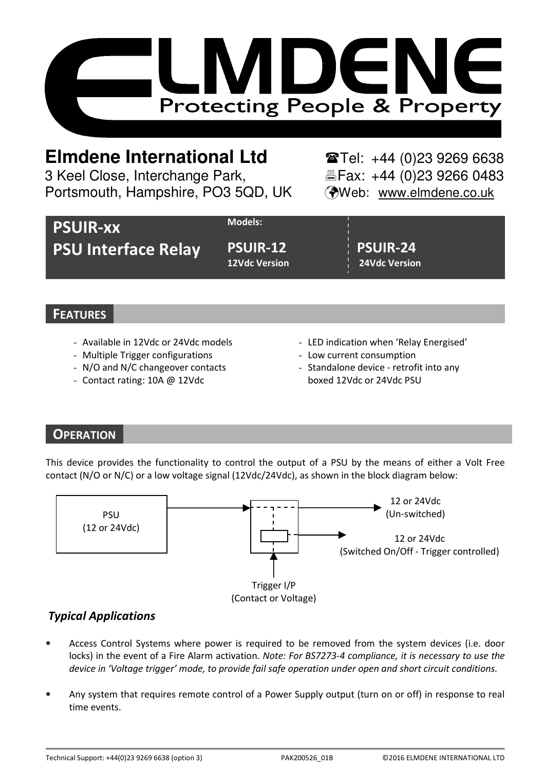# ELMDENE

Protecting People & Property

**Elmdene International Ltd**
3 Keel Close, Interchange Park,
Portsmouth, Hampshire, PO3 5QD, UK

☎Tel: +44 (0)23 9269 6638
🖷Fax: +44 (0)23 9266 0483
Web: www.elmdene.co.uk

## PSUIR-xx PSU Interface Relay

**Models:**

| PSUIR-12 | PSUIR-24 |
|---|---|
| 12Vdc Version | 24Vdc Version |

## FEATURES

- Available in 12Vdc or 24Vdc models
- Multiple Trigger configurations
- N/O and N/C changeover contacts
- Contact rating: 10A @ 12Vdc
- LED indication when 'Relay Energised'
- Low current consumption
- Standalone device - retrofit into any boxed 12Vdc or 24Vdc PSU

## OPERATION

This device provides the functionality to control the output of a PSU by the means of either a Volt Free contact (N/O or N/C) or a low voltage signal (12Vdc/24Vdc), as shown in the block diagram below:

PSU (12 or 24Vdc)

12 or 24Vdc (Un-switched)

12 or 24Vdc (Switched On/Off - Trigger controlled)

Trigger I/P (Contact or Voltage)

### *Typical Applications*

- Access Control Systems where power is required to be removed from the system devices (i.e. door locks) in the event of a Fire Alarm activation. *Note: For BS7273-4 compliance, it is necessary to use the device in 'Voltage trigger' mode, to provide fail safe operation under open and short circuit conditions.*

- Any system that requires remote control of a Power Supply output (turn on or off) in response to real time events.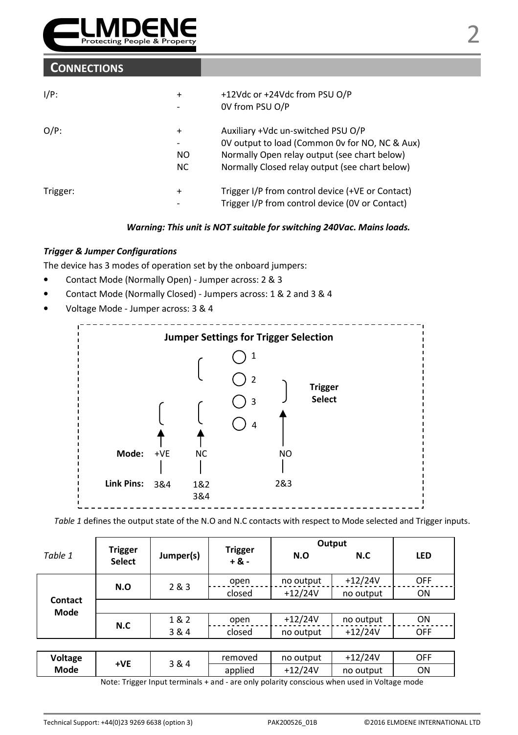## CONNECTIONS

| | | |
|---|---|---|
| I/P: | + | +12Vdc or +24Vdc from PSU O/P |
| | - | 0V from PSU O/P |
| O/P: | + | Auxiliary +Vdc un-switched PSU O/P |
| | - | 0V output to load (Common 0v for NO, NC & Aux) |
| | NO | Normally Open relay output (see chart below) |
| | NC | Normally Closed relay output (see chart below) |
| Trigger: | + | Trigger I/P from control device (+VE or Contact) |
| | - | Trigger I/P from control device (0V or Contact) |

***Warning: This unit is NOT suitable for switching 240Vac. Mains loads.***

***Trigger & Jumper Configurations***

The device has 3 modes of operation set by the onboard jumpers:

- Contact Mode (Normally Open) - Jumper across: 2 & 3
- Contact Mode (Normally Closed) - Jumpers across: 1 & 2 and 3 & 4
- Voltage Mode - Jumper across: 3 & 4

**Jumper Settings for Trigger Selection**

| Mode: | +VE | NC | NO |
|---|---|---|---|
| Link Pins: | 3&4 | 1&2<br>3&4 | 2&3 |

Pins: 1, 2, 3, 4 — **Trigger Select**

*Table 1* defines the output state of the N.O and N.C contacts with respect to Mode selected and Trigger inputs.

| *Table 1* | Trigger Select | Jumper(s) | Trigger + & - | Output N.O | Output N.C | LED |
|---|---|---|---|---|---|---|
| **Contact Mode** | **N.O** | 2 & 3 | open | no output | +12/24V | OFF |
| | | | closed | +12/24V | no output | ON |
| | **N.C** | 1 & 2<br>3 & 4 | open | +12/24V | no output | ON |
| | | | closed | no output | +12/24V | OFF |
| **Voltage Mode** | **+VE** | 3 & 4 | removed | no output | +12/24V | OFF |
| | | | applied | +12/24V | no output | ON |

Note: Trigger Input terminals + and - are only polarity conscious when used in Voltage mode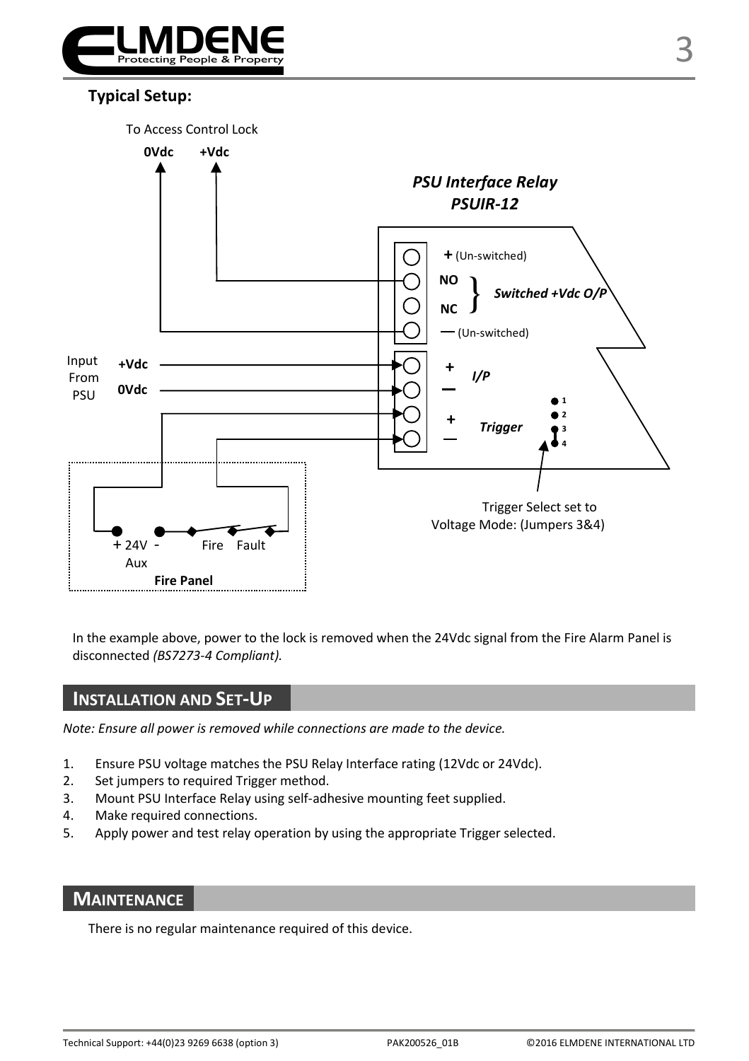## Typical Setup:

To Access Control Lock

0Vdc +Vdc

*PSU Interface Relay*
*PSUIR-12*

+ (Un-switched)
NO
NC
} *Switched +Vdc O/P*
— (Un-switched)

Input From PSU
+Vdc
0Vdc

+ — *I/P*
+ — *Trigger*

1 2 3 4

Trigger Select set to Voltage Mode: (Jumpers 3&4)

+ 24V - Aux
Fire Fault
**Fire Panel**

In the example above, power to the lock is removed when the 24Vdc signal from the Fire Alarm Panel is disconnected *(BS7273-4 Compliant).*

## INSTALLATION AND SET-UP

*Note: Ensure all power is removed while connections are made to the device.*

1. Ensure PSU voltage matches the PSU Relay Interface rating (12Vdc or 24Vdc).
2. Set jumpers to required Trigger method.
3. Mount PSU Interface Relay using self-adhesive mounting feet supplied.
4. Make required connections.
5. Apply power and test relay operation by using the appropriate Trigger selected.

## MAINTENANCE

There is no regular maintenance required of this device.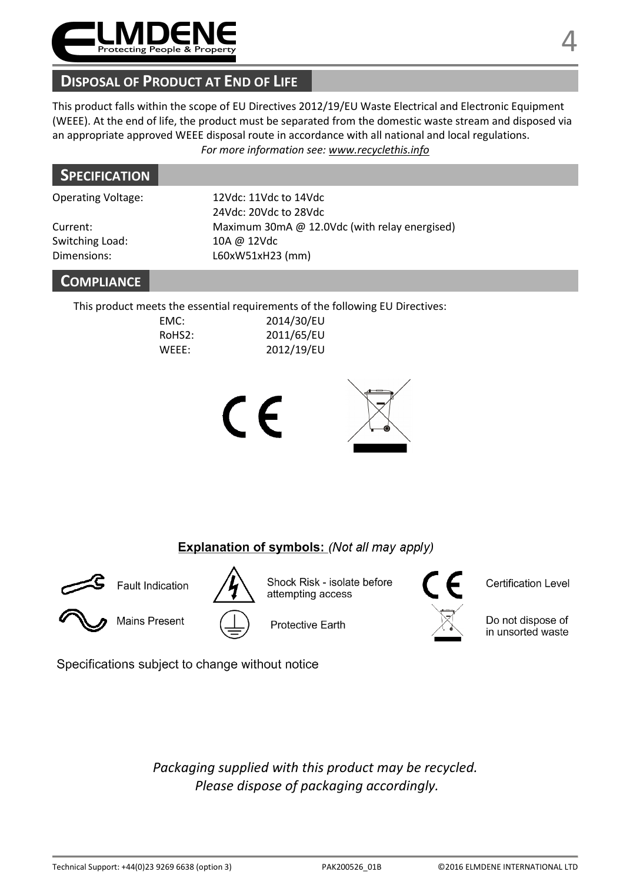## Disposal of Product at End of Life

This product falls within the scope of EU Directives 2012/19/EU Waste Electrical and Electronic Equipment (WEEE). At the end of life, the product must be separated from the domestic waste stream and disposed via an appropriate approved WEEE disposal route in accordance with all national and local regulations.

*For more information see: www.recyclethis.info*

## Specification

| | |
|---|---|
| Operating Voltage: | 12Vdc: 11Vdc to 14Vdc<br>24Vdc: 20Vdc to 28Vdc |
| Current: | Maximum 30mA @ 12.0Vdc (with relay energised) |
| Switching Load: | 10A @ 12Vdc |
| Dimensions: | L60xW51xH23 (mm) |

## Compliance

This product meets the essential requirements of the following EU Directives:

| | |
|---|---|
| EMC: | 2014/30/EU |
| RoHS2: | 2011/65/EU |
| WEEE: | 2012/19/EU |

**Explanation of symbols:** *(Not all may apply)*

Fault Indication

Mains Present

Shock Risk - isolate before attempting access

Protective Earth

Certification Level

Do not dispose of in unsorted waste

Specifications subject to change without notice

*Packaging supplied with this product may be recycled.*
*Please dispose of packaging accordingly.*

Technical Support: +44(0)23 9269 6638 (option 3) PAK200526_01B ©2016 ELMDENE INTERNATIONAL LTD